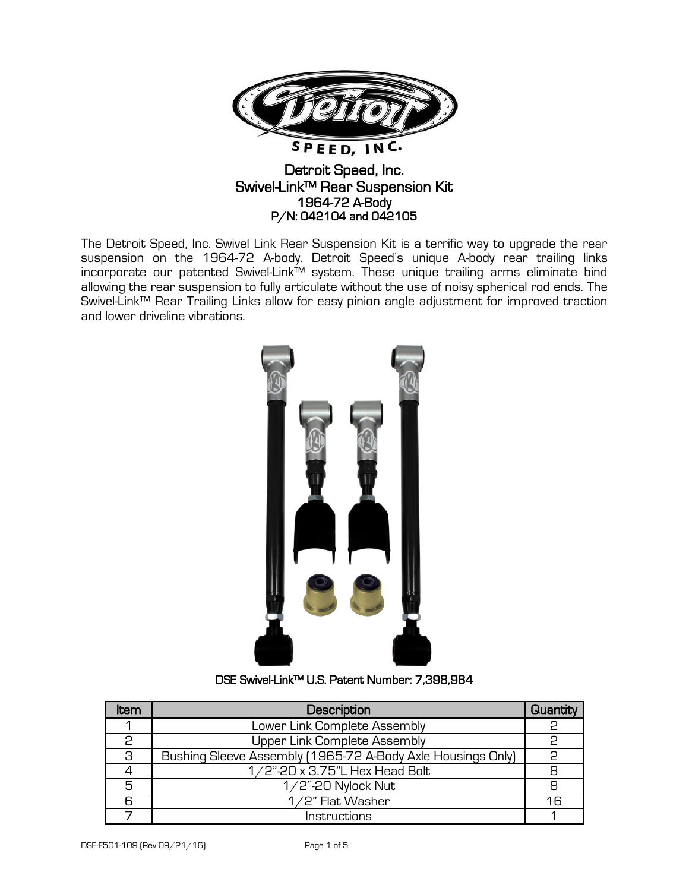# Detroit Speed, Inc.
## Swivel-Link™ Rear Suspension Kit
### 1964-72 A-Body
### P/N: 042104 and 042105

The Detroit Speed, Inc. Swivel Link Rear Suspension Kit is a terrific way to upgrade the rear suspension on the 1964-72 A-body. Detroit Speed's unique A-body rear trailing links incorporate our patented Swivel-Link™ system. These unique trailing arms eliminate bind allowing the rear suspension to fully articulate without the use of noisy spherical rod ends. The Swivel-Link™ Rear Trailing Links allow for easy pinion angle adjustment for improved traction and lower driveline vibrations.

**DSE Swivel-Link™ U.S. Patent Number: 7,398,984**

| Item | Description | Quantity |
|---|---|---|
| 1 | Lower Link Complete Assembly | 2 |
| 2 | Upper Link Complete Assembly | 2 |
| 3 | Bushing Sleeve Assembly (1965-72 A-Body Axle Housings Only) | 2 |
| 4 | 1/2"-20 x 3.75"L Hex Head Bolt | 8 |
| 5 | 1/2"-20 Nylock Nut | 8 |
| 6 | 1/2" Flat Washer | 16 |
| 7 | Instructions | 1 |

DSE-F501-109 (Rev 09/21/16)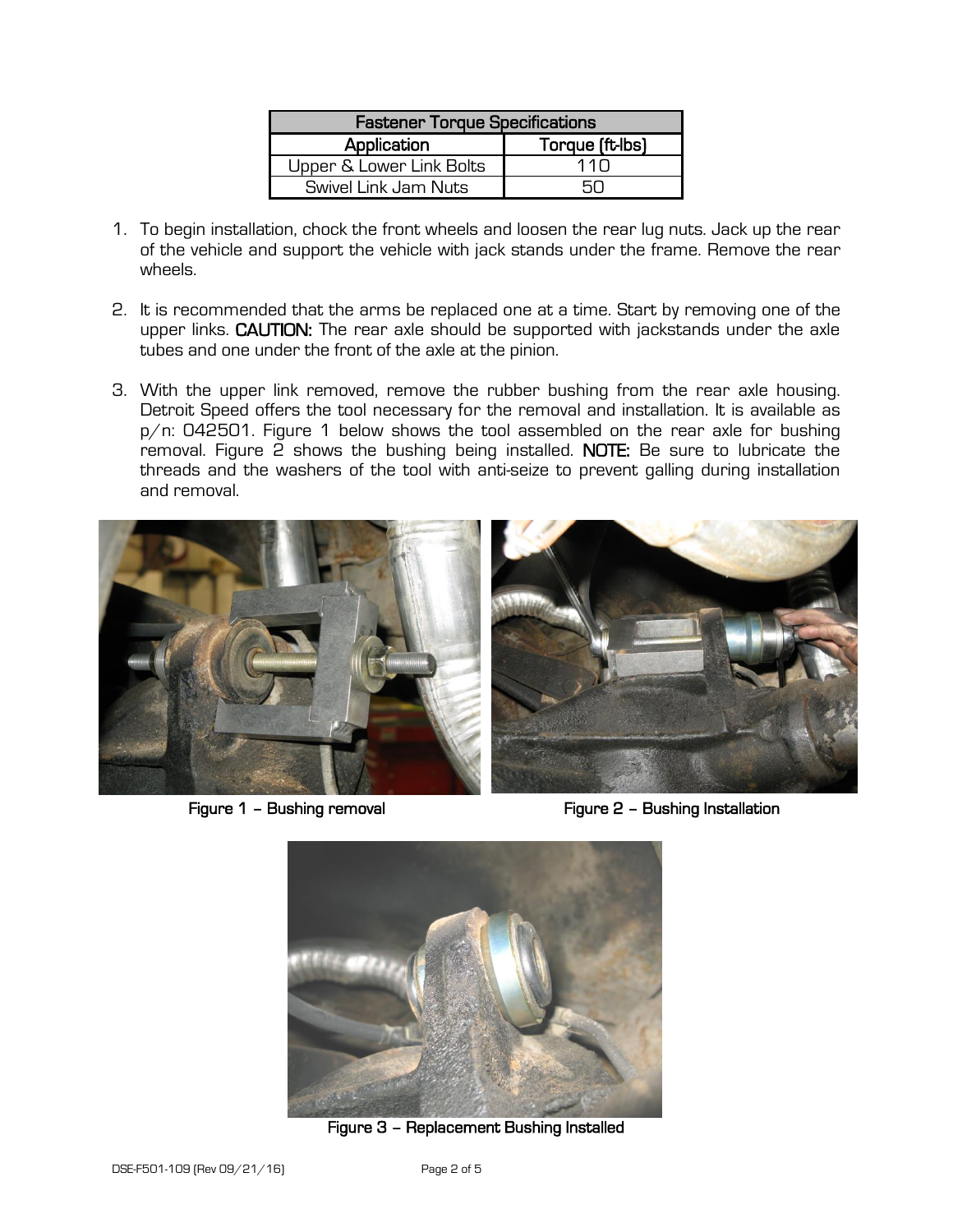| Fastener Torque Specifications | |
|---|---|
| Application | Torque (ft-lbs) |
| Upper & Lower Link Bolts | 110 |
| Swivel Link Jam Nuts | 50 |

1. To begin installation, chock the front wheels and loosen the rear lug nuts. Jack up the rear of the vehicle and support the vehicle with jack stands under the frame. Remove the rear wheels.

2. It is recommended that the arms be replaced one at a time. Start by removing one of the upper links. **CAUTION:** The rear axle should be supported with jackstands under the axle tubes and one under the front of the axle at the pinion.

3. With the upper link removed, remove the rubber bushing from the rear axle housing. Detroit Speed offers the tool necessary for the removal and installation. It is available as p/n: 042501. Figure 1 below shows the tool assembled on the rear axle for bushing removal. Figure 2 shows the bushing being installed. **NOTE:** Be sure to lubricate the threads and the washers of the tool with anti-seize to prevent galling during installation and removal.

**Figure 1 – Bushing removal**

**Figure 2 – Bushing Installation**

**Figure 3 – Replacement Bushing Installed**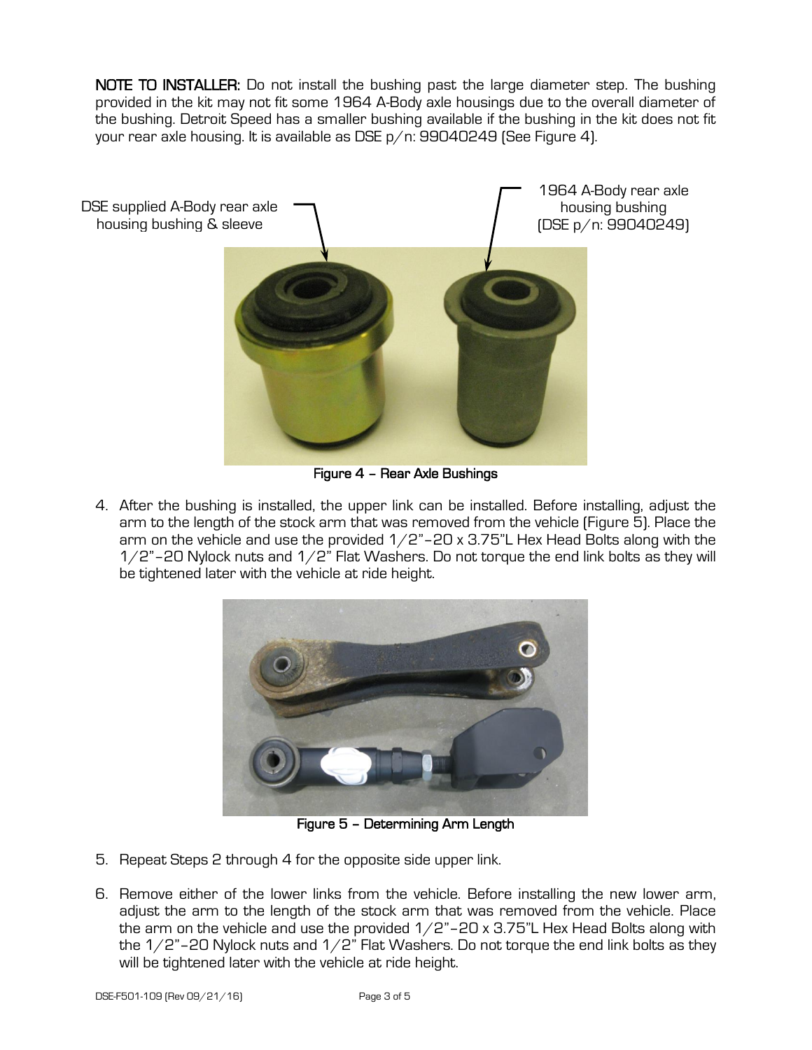**NOTE TO INSTALLER:** Do not install the bushing past the large diameter step. The bushing provided in the kit may not fit some 1964 A-Body axle housings due to the overall diameter of the bushing. Detroit Speed has a smaller bushing available if the bushing in the kit does not fit your rear axle housing. It is available as DSE p/n: 99040249 (See Figure 4).

DSE supplied A-Body rear axle housing bushing & sleeve

1964 A-Body rear axle housing bushing (DSE p/n: 99040249)

**Figure 4 – Rear Axle Bushings**

4. After the bushing is installed, the upper link can be installed. Before installing, adjust the arm to the length of the stock arm that was removed from the vehicle (Figure 5). Place the arm on the vehicle and use the provided 1/2"-20 x 3.75"L Hex Head Bolts along with the 1/2"-20 Nylock nuts and 1/2" Flat Washers. Do not torque the end link bolts as they will be tightened later with the vehicle at ride height.

**Figure 5 – Determining Arm Length**

5. Repeat Steps 2 through 4 for the opposite side upper link.

6. Remove either of the lower links from the vehicle. Before installing the new lower arm, adjust the arm to the length of the stock arm that was removed from the vehicle. Place the arm on the vehicle and use the provided 1/2"-20 x 3.75"L Hex Head Bolts along with the 1/2"-20 Nylock nuts and 1/2" Flat Washers. Do not torque the end link bolts as they will be tightened later with the vehicle at ride height.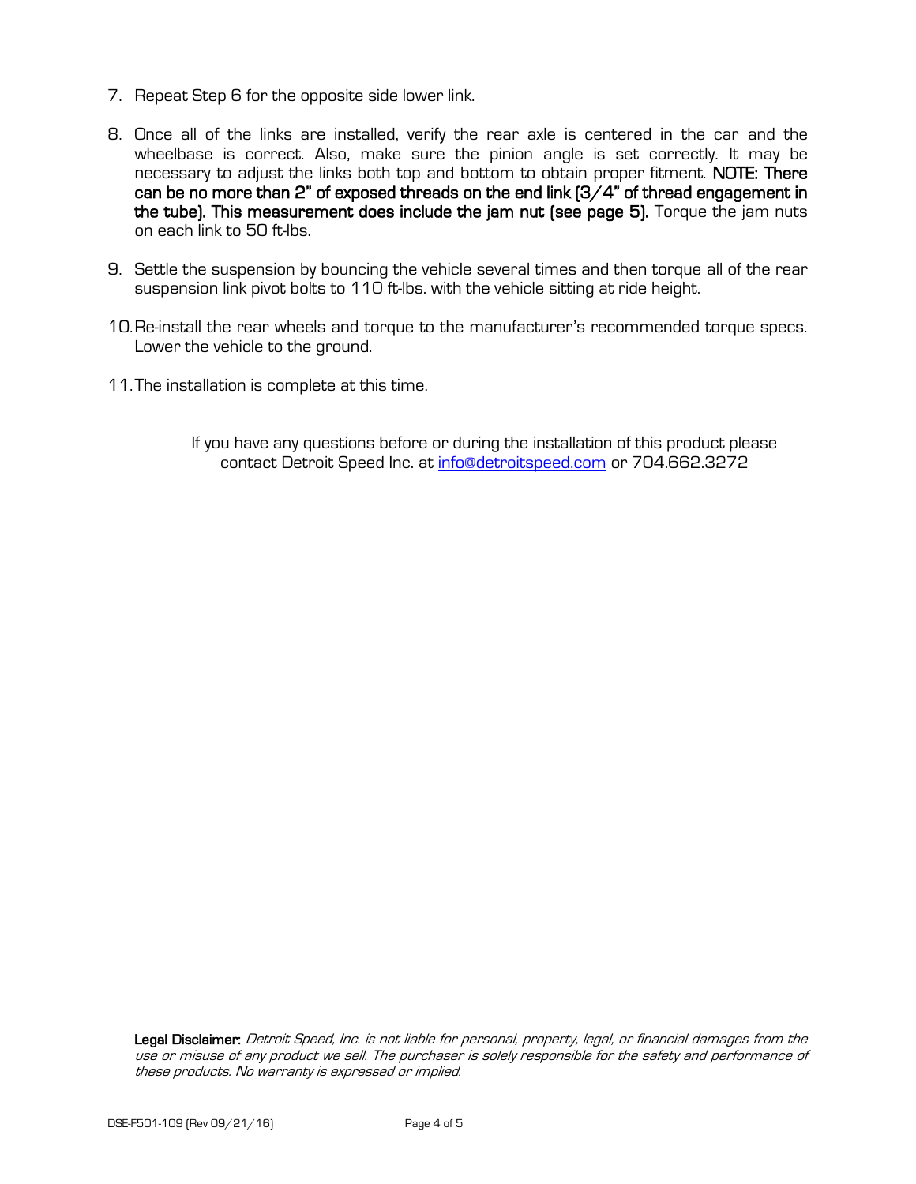7. Repeat Step 6 for the opposite side lower link.

8. Once all of the links are installed, verify the rear axle is centered in the car and the wheelbase is correct. Also, make sure the pinion angle is set correctly. It may be necessary to adjust the links both top and bottom to obtain proper fitment. **NOTE: There can be no more than 2" of exposed threads on the end link (3/4" of thread engagement in the tube). This measurement does include the jam nut (see page 5).** Torque the jam nuts on each link to 50 ft-lbs.

9. Settle the suspension by bouncing the vehicle several times and then torque all of the rear suspension link pivot bolts to 110 ft-lbs. with the vehicle sitting at ride height.

10. Re-install the rear wheels and torque to the manufacturer's recommended torque specs. Lower the vehicle to the ground.

11. The installation is complete at this time.

If you have any questions before or during the installation of this product please contact Detroit Speed Inc. at info@detroitspeed.com or 704.662.3272

**Legal Disclaimer:** *Detroit Speed, Inc. is not liable for personal, property, legal, or financial damages from the use or misuse of any product we sell. The purchaser is solely responsible for the safety and performance of these products. No warranty is expressed or implied.*

DSE-F501-109 (Rev 09/21/16)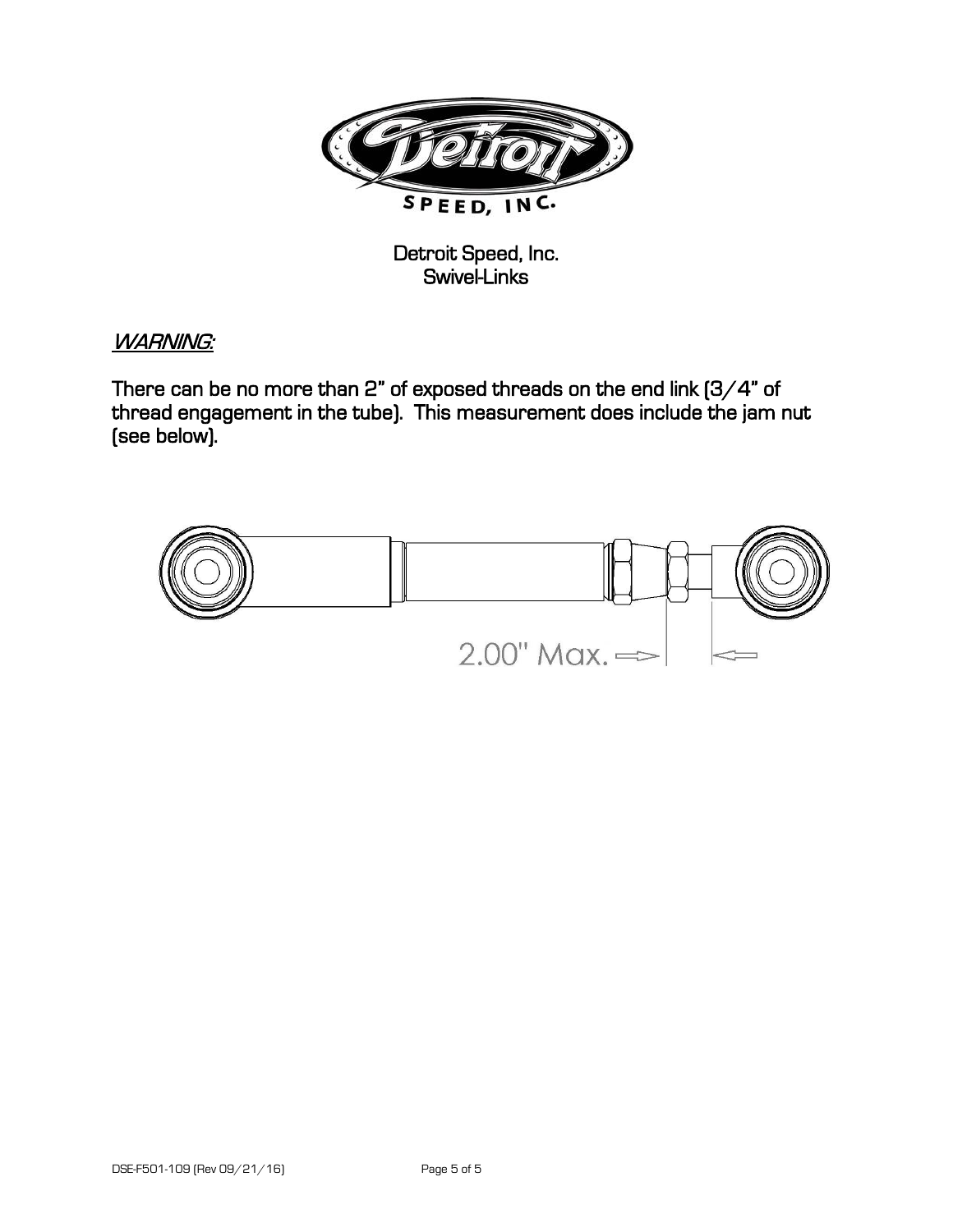Detroit Speed, Inc.
Swivel-Links

*WARNING:*

There can be no more than 2" of exposed threads on the end link (3/4" of thread engagement in the tube). This measurement does include the jam nut (see below).

2.00" Max.

DSE-F501-109 (Rev 09/21/16)